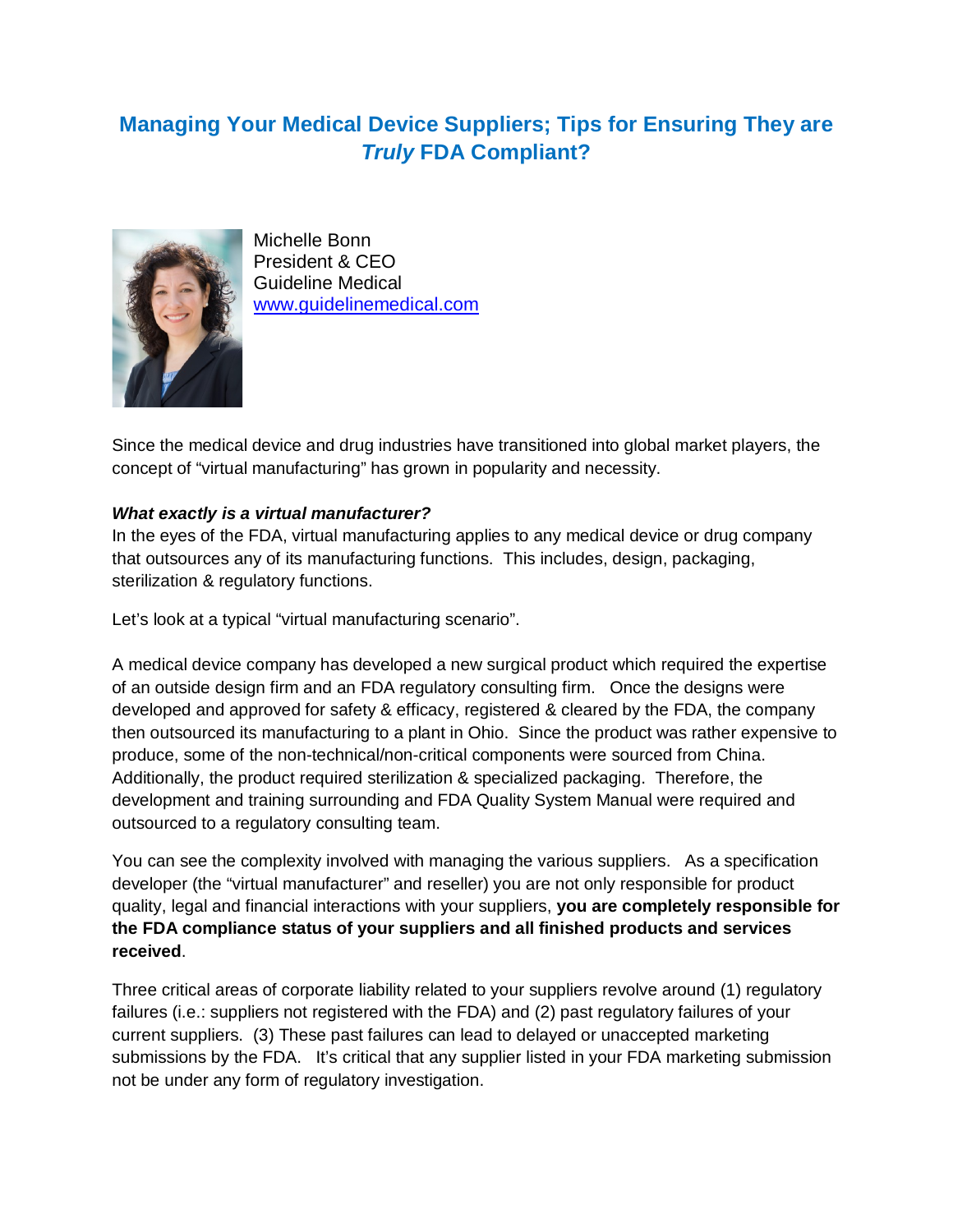# Managing Your Medical Device Suppliers; Tips for Ensuring They are *Truly* FDA Compliant?

Michelle Bonn
President & CEO
Guideline Medical
[www.guidelinemedical.com](http://www.guidelinemedical.com)

Since the medical device and drug industries have transitioned into global market players, the concept of "virtual manufacturing" has grown in popularity and necessity.

***What exactly is a virtual manufacturer?***

In the eyes of the FDA, virtual manufacturing applies to any medical device or drug company that outsources any of its manufacturing functions. This includes, design, packaging, sterilization & regulatory functions.

Let's look at a typical "virtual manufacturing scenario".

A medical device company has developed a new surgical product which required the expertise of an outside design firm and an FDA regulatory consulting firm. Once the designs were developed and approved for safety & efficacy, registered & cleared by the FDA, the company then outsourced its manufacturing to a plant in Ohio. Since the product was rather expensive to produce, some of the non-technical/non-critical components were sourced from China. Additionally, the product required sterilization & specialized packaging. Therefore, the development and training surrounding and FDA Quality System Manual were required and outsourced to a regulatory consulting team.

You can see the complexity involved with managing the various suppliers. As a specification developer (the "virtual manufacturer" and reseller) you are not only responsible for product quality, legal and financial interactions with your suppliers, **you are completely responsible for the FDA compliance status of your suppliers and all finished products and services received**.

Three critical areas of corporate liability related to your suppliers revolve around (1) regulatory failures (i.e.: suppliers not registered with the FDA) and (2) past regulatory failures of your current suppliers. (3) These past failures can lead to delayed or unaccepted marketing submissions by the FDA. It's critical that any supplier listed in your FDA marketing submission not be under any form of regulatory investigation.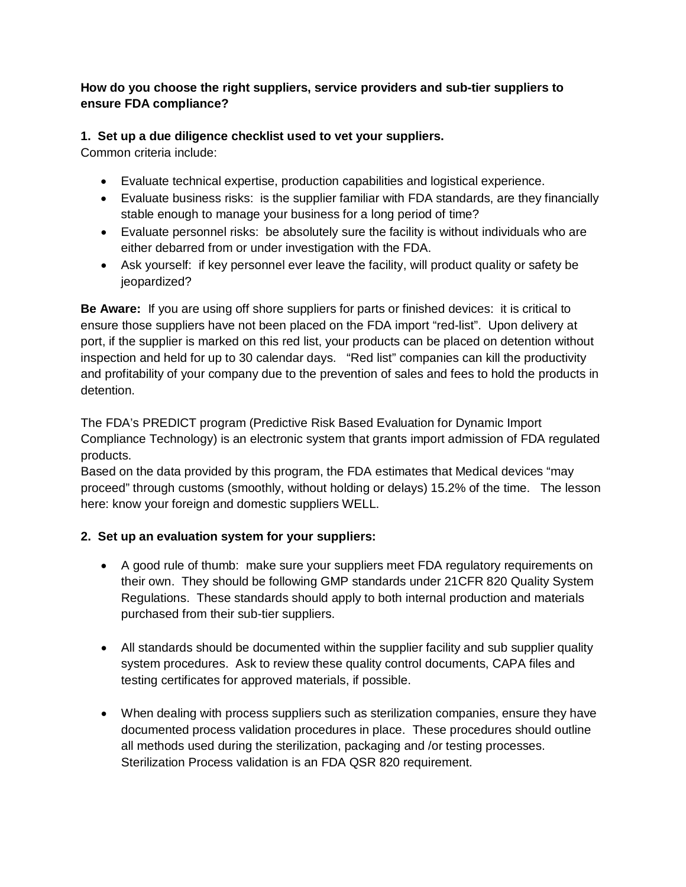**How do you choose the right suppliers, service providers and sub-tier suppliers to ensure FDA compliance?**

**1. Set up a due diligence checklist used to vet your suppliers.**

Common criteria include:

- Evaluate technical expertise, production capabilities and logistical experience.
- Evaluate business risks: is the supplier familiar with FDA standards, are they financially stable enough to manage your business for a long period of time?
- Evaluate personnel risks: be absolutely sure the facility is without individuals who are either debarred from or under investigation with the FDA.
- Ask yourself: if key personnel ever leave the facility, will product quality or safety be jeopardized?

**Be Aware:** If you are using off shore suppliers for parts or finished devices: it is critical to ensure those suppliers have not been placed on the FDA import "red-list". Upon delivery at port, if the supplier is marked on this red list, your products can be placed on detention without inspection and held for up to 30 calendar days. "Red list" companies can kill the productivity and profitability of your company due to the prevention of sales and fees to hold the products in detention.

The FDA's PREDICT program (Predictive Risk Based Evaluation for Dynamic Import Compliance Technology) is an electronic system that grants import admission of FDA regulated products.

Based on the data provided by this program, the FDA estimates that Medical devices "may proceed" through customs (smoothly, without holding or delays) 15.2% of the time. The lesson here: know your foreign and domestic suppliers WELL.

**2. Set up an evaluation system for your suppliers:**

- A good rule of thumb: make sure your suppliers meet FDA regulatory requirements on their own. They should be following GMP standards under 21CFR 820 Quality System Regulations. These standards should apply to both internal production and materials purchased from their sub-tier suppliers.

- All standards should be documented within the supplier facility and sub supplier quality system procedures. Ask to review these quality control documents, CAPA files and testing certificates for approved materials, if possible.

- When dealing with process suppliers such as sterilization companies, ensure they have documented process validation procedures in place. These procedures should outline all methods used during the sterilization, packaging and /or testing processes. Sterilization Process validation is an FDA QSR 820 requirement.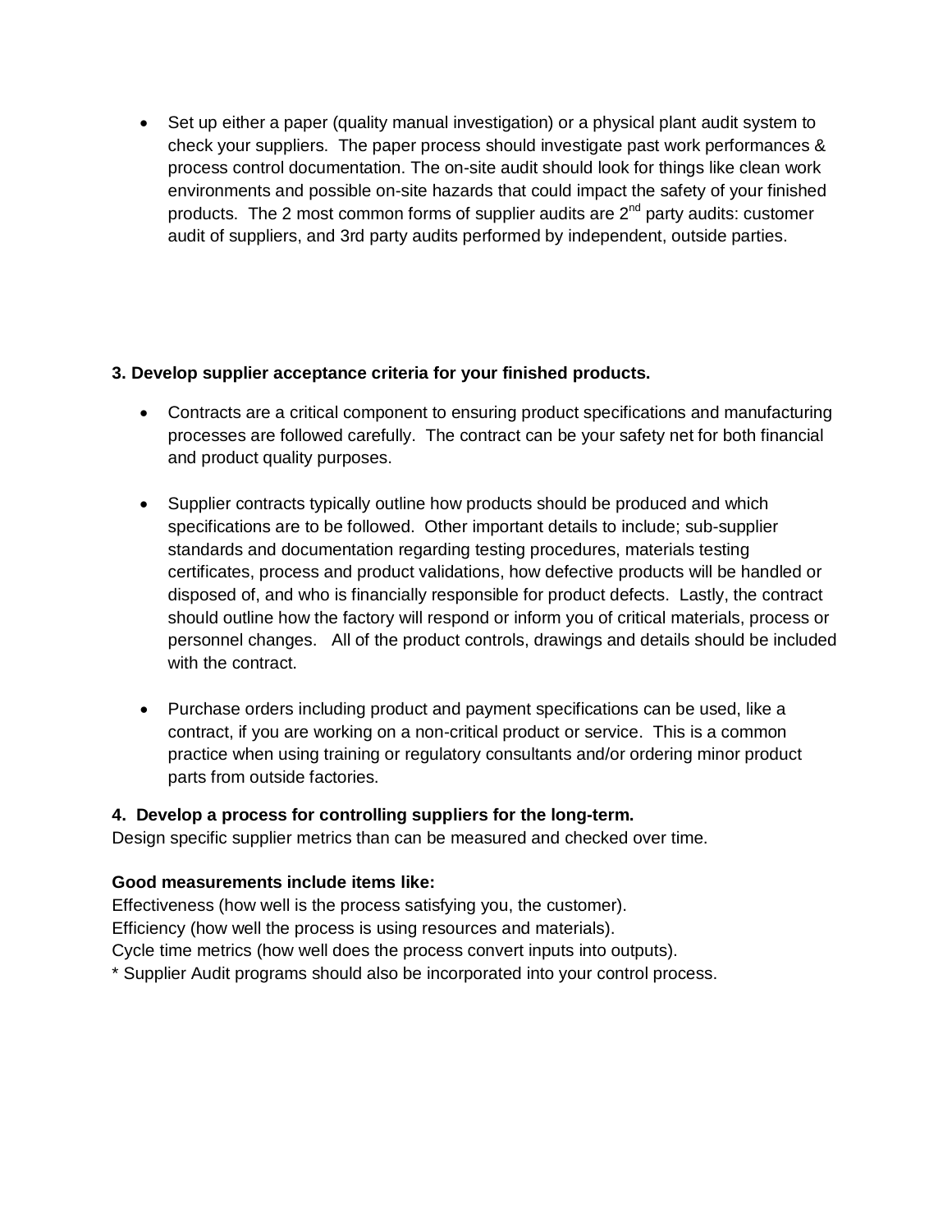- Set up either a paper (quality manual investigation) or a physical plant audit system to check your suppliers. The paper process should investigate past work performances & process control documentation. The on-site audit should look for things like clean work environments and possible on-site hazards that could impact the safety of your finished products. The 2 most common forms of supplier audits are 2nd party audits: customer audit of suppliers, and 3rd party audits performed by independent, outside parties.

**3. Develop supplier acceptance criteria for your finished products.**

- Contracts are a critical component to ensuring product specifications and manufacturing processes are followed carefully. The contract can be your safety net for both financial and product quality purposes.

- Supplier contracts typically outline how products should be produced and which specifications are to be followed. Other important details to include; sub-supplier standards and documentation regarding testing procedures, materials testing certificates, process and product validations, how defective products will be handled or disposed of, and who is financially responsible for product defects. Lastly, the contract should outline how the factory will respond or inform you of critical materials, process or personnel changes. All of the product controls, drawings and details should be included with the contract.

- Purchase orders including product and payment specifications can be used, like a contract, if you are working on a non-critical product or service. This is a common practice when using training or regulatory consultants and/or ordering minor product parts from outside factories.

**4. Develop a process for controlling suppliers for the long-term.**

Design specific supplier metrics than can be measured and checked over time.

**Good measurements include items like:**

Effectiveness (how well is the process satisfying you, the customer).
Efficiency (how well the process is using resources and materials).
Cycle time metrics (how well does the process convert inputs into outputs).
* Supplier Audit programs should also be incorporated into your control process.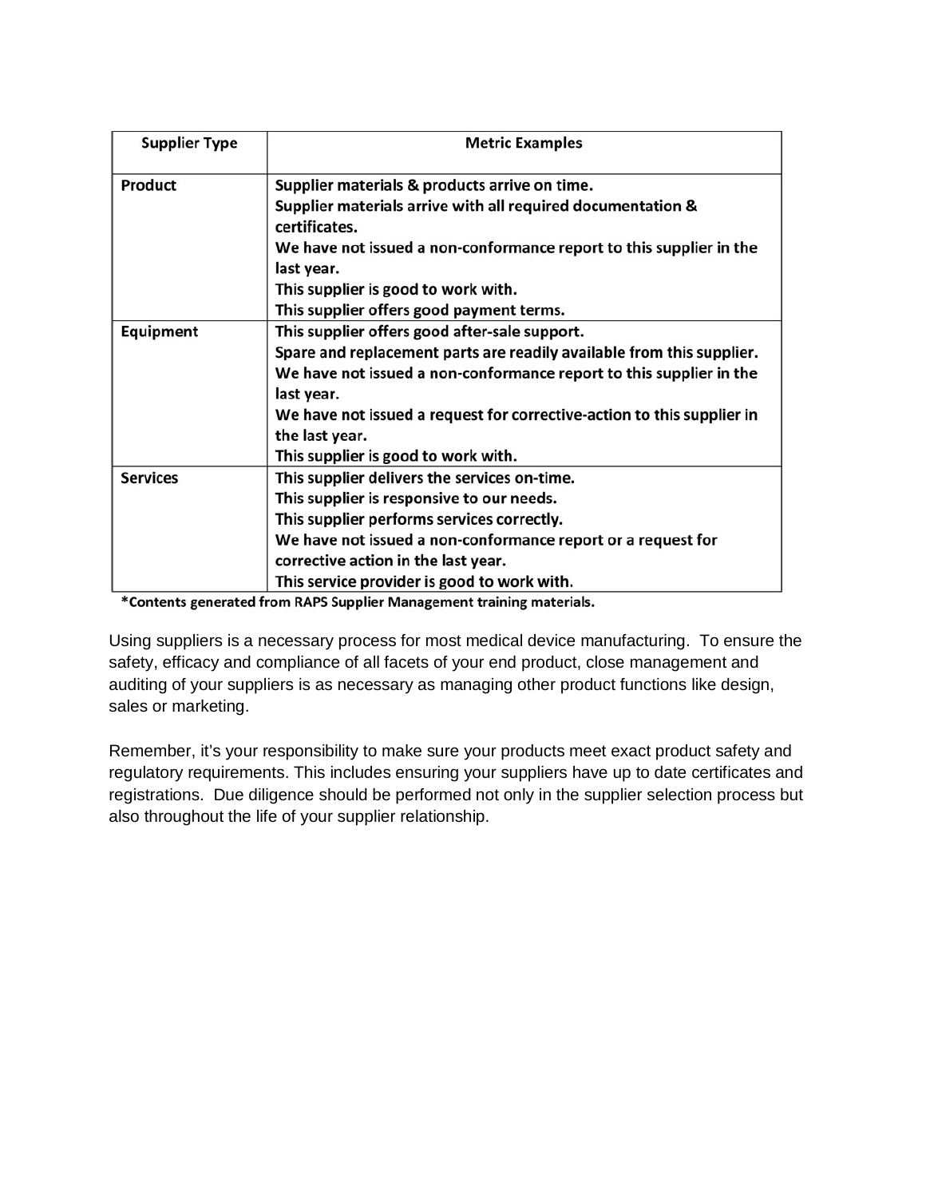| Supplier Type | Metric Examples |
|---|---|
| **Product** | **Supplier materials & products arrive on time.**<br>**Supplier materials arrive with all required documentation & certificates.**<br>**We have not issued a non-conformance report to this supplier in the last year.**<br>**This supplier is good to work with.**<br>**This supplier offers good payment terms.** |
| **Equipment** | **This supplier offers good after-sale support.**<br>**Spare and replacement parts are readily available from this supplier.**<br>**We have not issued a non-conformance report to this supplier in the last year.**<br>**We have not issued a request for corrective-action to this supplier in the last year.**<br>**This supplier is good to work with.** |
| **Services** | **This supplier delivers the services on-time.**<br>**This supplier is responsive to our needs.**<br>**This supplier performs services correctly.**<br>**We have not issued a non-conformance report or a request for corrective action in the last year.**<br>**This service provider is good to work with.** |

***Contents generated from RAPS Supplier Management training materials.**

Using suppliers is a necessary process for most medical device manufacturing. To ensure the safety, efficacy and compliance of all facets of your end product, close management and auditing of your suppliers is as necessary as managing other product functions like design, sales or marketing.

Remember, it's your responsibility to make sure your products meet exact product safety and regulatory requirements. This includes ensuring your suppliers have up to date certificates and registrations. Due diligence should be performed not only in the supplier selection process but also throughout the life of your supplier relationship.